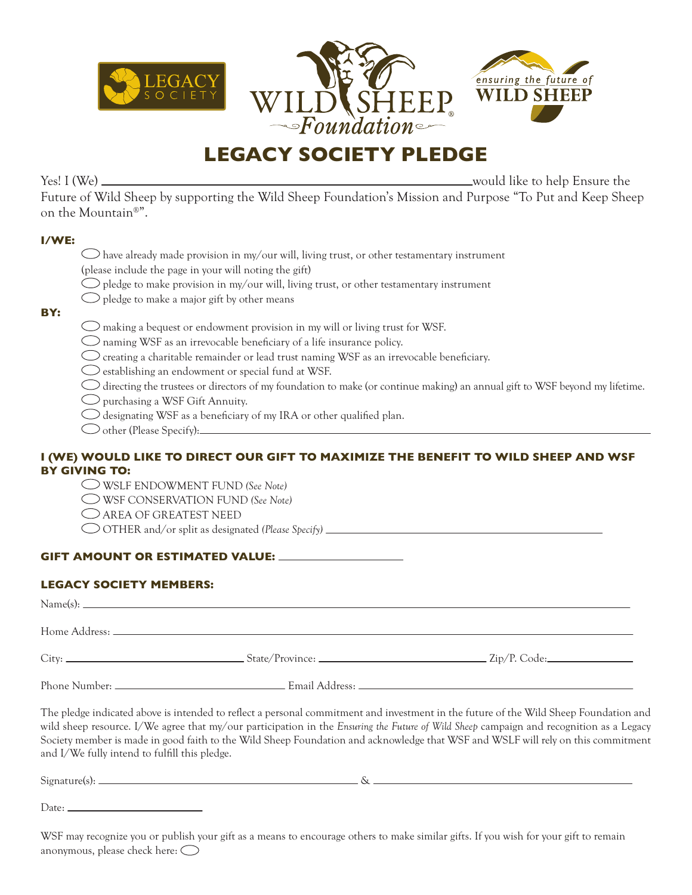# LEGACY SOCIETY PLEDGE

Yes! I (We) ______________________________ would like to help Ensure the Future of Wild Sheep by supporting the Wild Sheep Foundation's Mission and Purpose "To Put and Keep Sheep on the Mountain®".

**I/WE:**

- ◯ have already made provision in my/our will, living trust, or other testamentary instrument (please include the page in your will noting the gift)
- ◯ pledge to make provision in my/our will, living trust, or other testamentary instrument
- ◯ pledge to make a major gift by other means

**BY:**

- ◯ making a bequest or endowment provision in my will or living trust for WSF.
- ◯ naming WSF as an irrevocable beneficiary of a life insurance policy.
- ◯ creating a charitable remainder or lead trust naming WSF as an irrevocable beneficiary.
- ◯ establishing an endowment or special fund at WSF.
- ◯ directing the trustees or directors of my foundation to make (or continue making) an annual gift to WSF beyond my lifetime.
- ◯ purchasing a WSF Gift Annuity.
- ◯ designating WSF as a beneficiary of my IRA or other qualified plan.
- ◯ other (Please Specify): ______________________________

**I (WE) WOULD LIKE TO DIRECT OUR GIFT TO MAXIMIZE THE BENEFIT TO WILD SHEEP AND WSF BY GIVING TO:**

- ◯ WSLF ENDOWMENT FUND *(See Note)*
- ◯ WSF CONSERVATION FUND *(See Note)*
- ◯ AREA OF GREATEST NEED
- ◯ OTHER and/or split as designated *(Please Specify)* ______________________________

**GIFT AMOUNT OR ESTIMATED VALUE:** ____________________

**LEGACY SOCIETY MEMBERS:**

Name(s): ______________________________

Home Address: ______________________________

City: ____________________ State/Province: ____________________ Zip/P. Code: ____________

Phone Number: ____________________ Email Address: ______________________________

The pledge indicated above is intended to reflect a personal commitment and investment in the future of the Wild Sheep Foundation and wild sheep resource. I/We agree that my/our participation in the *Ensuring the Future of Wild Sheep* campaign and recognition as a Legacy Society member is made in good faith to the Wild Sheep Foundation and acknowledge that WSF and WSLF will rely on this commitment and I/We fully intend to fulfill this pledge.

Signature(s): ______________________________ & ______________________________

Date: ____________________

WSF may recognize you or publish your gift as a means to encourage others to make similar gifts. If you wish for your gift to remain anonymous, please check here: ◯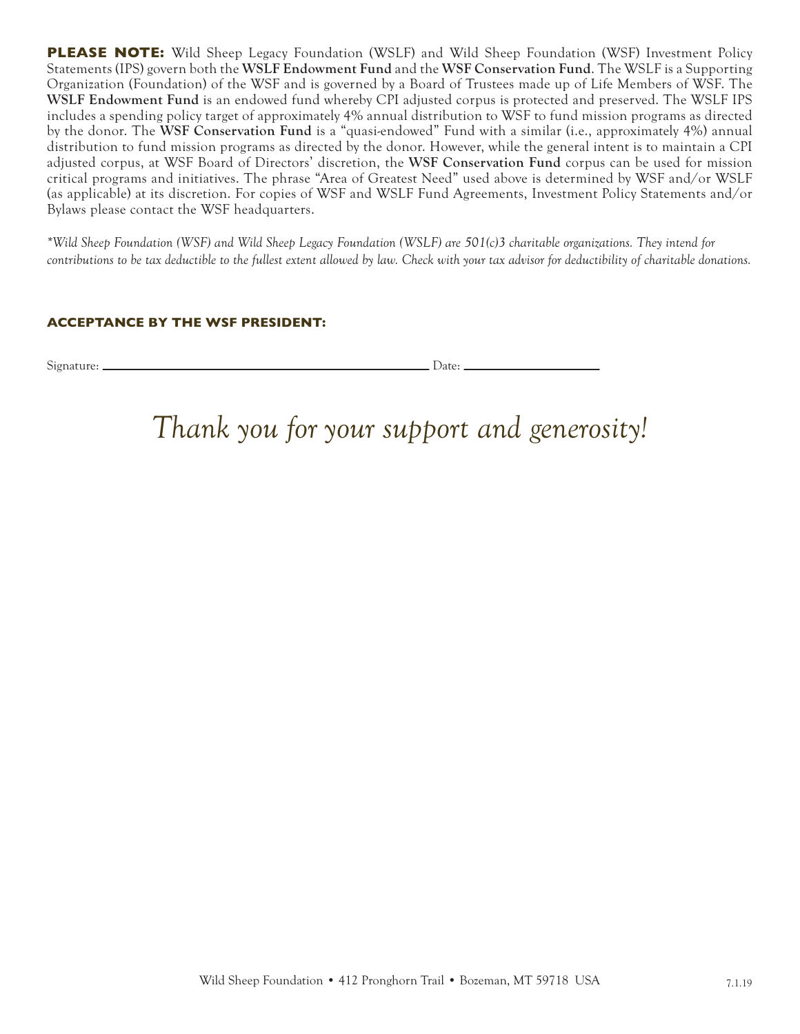**PLEASE NOTE:** Wild Sheep Legacy Foundation (WSLF) and Wild Sheep Foundation (WSF) Investment Policy Statements (IPS) govern both the **WSLF Endowment Fund** and the **WSF Conservation Fund**. The WSLF is a Supporting Organization (Foundation) of the WSF and is governed by a Board of Trustees made up of Life Members of WSF. The **WSLF Endowment Fund** is an endowed fund whereby CPI adjusted corpus is protected and preserved. The WSLF IPS includes a spending policy target of approximately 4% annual distribution to WSF to fund mission programs as directed by the donor. The **WSF Conservation Fund** is a "quasi-endowed" Fund with a similar (i.e., approximately 4%) annual distribution to fund mission programs as directed by the donor. However, while the general intent is to maintain a CPI adjusted corpus, at WSF Board of Directors' discretion, the **WSF Conservation Fund** corpus can be used for mission critical programs and initiatives. The phrase "Area of Greatest Need" used above is determined by WSF and/or WSLF (as applicable) at its discretion. For copies of WSF and WSLF Fund Agreements, Investment Policy Statements and/or Bylaws please contact the WSF headquarters.

*\*Wild Sheep Foundation (WSF) and Wild Sheep Legacy Foundation (WSLF) are 501(c)3 charitable organizations. They intend for contributions to be tax deductible to the fullest extent allowed by law. Check with your tax advisor for deductibility of charitable donations.*

**ACCEPTANCE BY THE WSF PRESIDENT:**

Signature: ______________________________________ Date: ____________________

*Thank you for your support and generosity!*

Wild Sheep Foundation • 412 Pronghorn Trail • Bozeman, MT 59718 USA

7.1.19